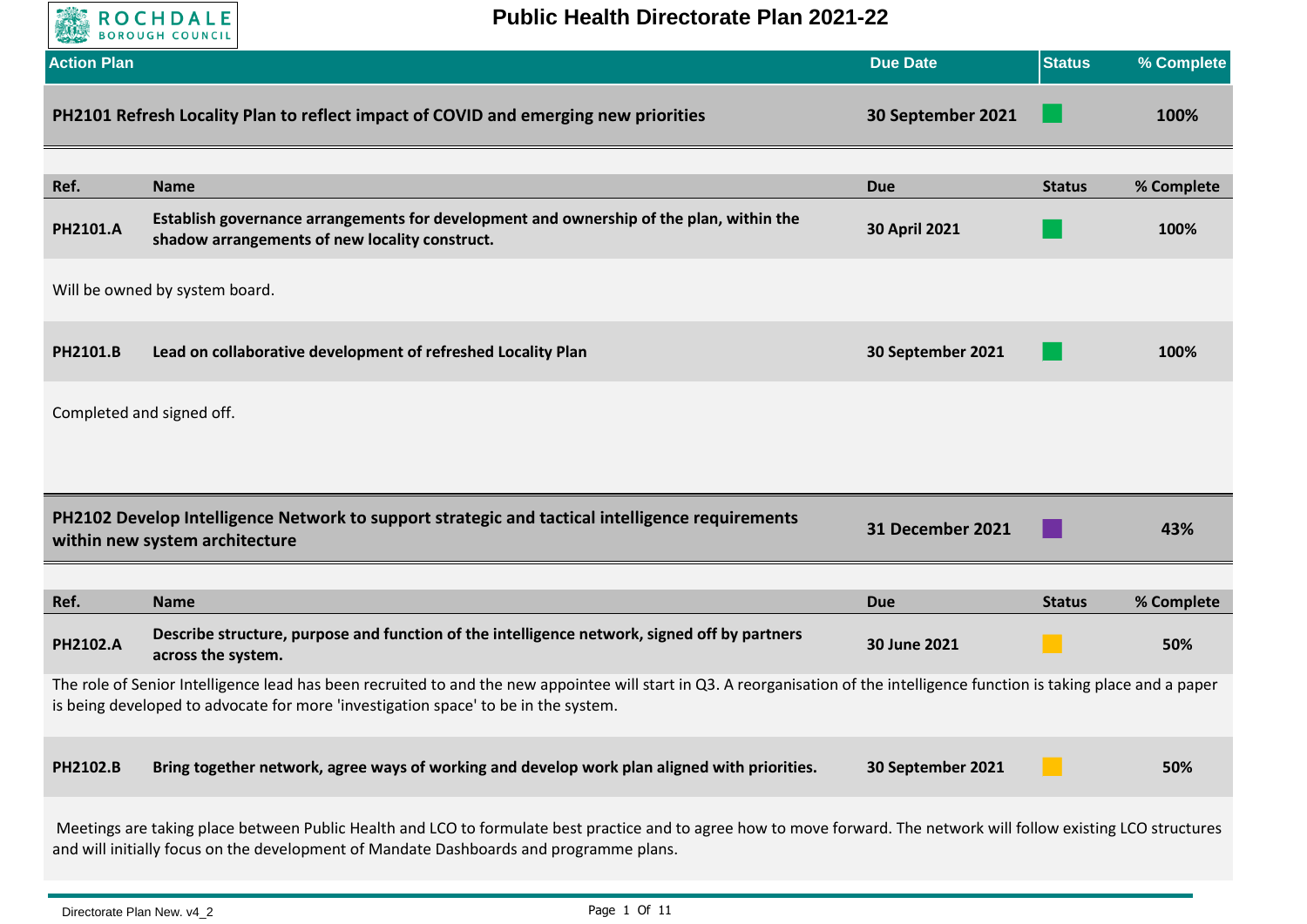# Public Health Directorate Plan 2021-22

ROCHDALE BOROUGH COUNCIL

| Action Plan | Due Date | Status | % Complete |
|---|---|---|---|
| **PH2101 Refresh Locality Plan to reflect impact of COVID and emerging new priorities** | **30 September 2021** | Green | **100%** |

| Ref. | Name | Due | Status | % Complete |
|---|---|---|---|---|
| **PH2101.A** | **Establish governance arrangements for development and ownership of the plan, within the shadow arrangements of new locality construct.** | **30 April 2021** | Green | **100%** |

Will be owned by system board.

| Ref. | Name | Due | Status | % Complete |
|---|---|---|---|---|
| **PH2101.B** | **Lead on collaborative development of refreshed Locality Plan** | **30 September 2021** | Green | **100%** |

Completed and signed off.

| Action Plan | Due Date | Status | % Complete |
|---|---|---|---|
| **PH2102 Develop Intelligence Network to support strategic and tactical intelligence requirements within new system architecture** | **31 December 2021** | Purple | **43%** |

| Ref. | Name | Due | Status | % Complete |
|---|---|---|---|---|
| **PH2102.A** | **Describe structure, purpose and function of the intelligence network, signed off by partners across the system.** | **30 June 2021** | Amber | **50%** |

The role of Senior Intelligence lead has been recruited to and the new appointee will start in Q3. A reorganisation of the intelligence function is taking place and a paper is being developed to advocate for more 'investigation space' to be in the system.

| Ref. | Name | Due | Status | % Complete |
|---|---|---|---|---|
| **PH2102.B** | **Bring together network, agree ways of working and develop work plan aligned with priorities.** | **30 September 2021** | Amber | **50%** |

Meetings are taking place between Public Health and LCO to formulate best practice and to agree how to move forward. The network will follow existing LCO structures and will initially focus on the development of Mandate Dashboards and programme plans.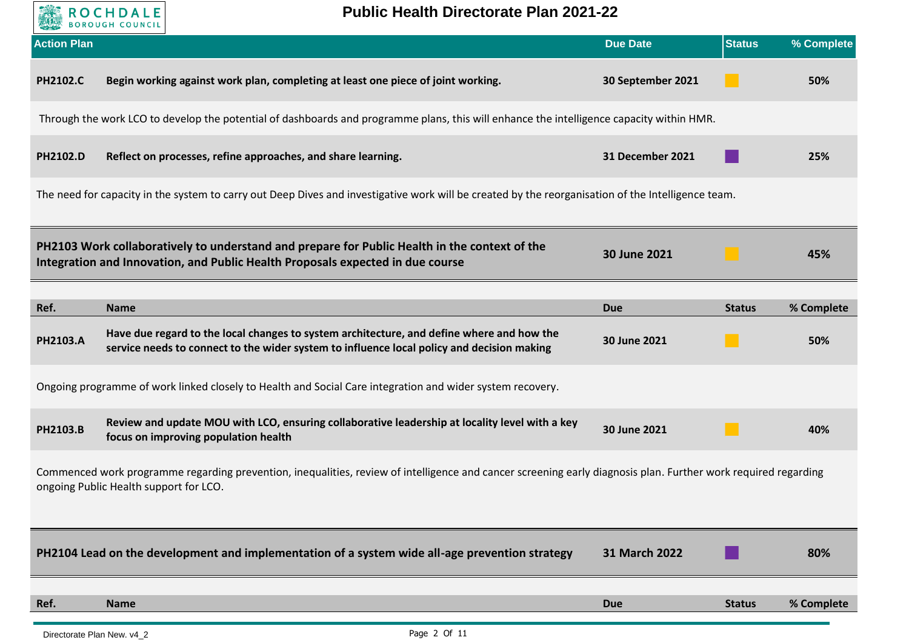| Action Plan | | Due Date | Status | % Complete |
|---|---|---|---|---|
| **PH2102.C** | **Begin working against work plan, completing at least one piece of joint working.** | **30 September 2021** | Amber | **50%** |

Through the work LCO to develop the potential of dashboards and programme plans, this will enhance the intelligence capacity within HMR.

| Ref. | Name | Due | Status | % Complete |
|---|---|---|---|---|
| **PH2102.D** | **Reflect on processes, refine approaches, and share learning.** | **31 December 2021** | Purple | **25%** |

The need for capacity in the system to carry out Deep Dives and investigative work will be created by the reorganisation of the Intelligence team.

| Action Plan | Due Date | Status | % Complete |
|---|---|---|---|
| **PH2103 Work collaboratively to understand and prepare for Public Health in the context of the Integration and Innovation, and Public Health Proposals expected in due course** | **30 June 2021** | Amber | **45%** |

| Ref. | Name | Due | Status | % Complete |
|---|---|---|---|---|
| **PH2103.A** | **Have due regard to the local changes to system architecture, and define where and how the service needs to connect to the wider system to influence local policy and decision making** | **30 June 2021** | Amber | **50%** |

Ongoing programme of work linked closely to Health and Social Care integration and wider system recovery.

| Ref. | Name | Due | Status | % Complete |
|---|---|---|---|---|
| **PH2103.B** | **Review and update MOU with LCO, ensuring collaborative leadership at locality level with a key focus on improving population health** | **30 June 2021** | Amber | **40%** |

Commenced work programme regarding prevention, inequalities, review of intelligence and cancer screening early diagnosis plan. Further work required regarding ongoing Public Health support for LCO.

| Action Plan | Due Date | Status | % Complete |
|---|---|---|---|
| **PH2104 Lead on the development and implementation of a system wide all-age prevention strategy** | **31 March 2022** | Purple | **80%** |

| Ref. | Name | Due | Status | % Complete |
|---|---|---|---|---|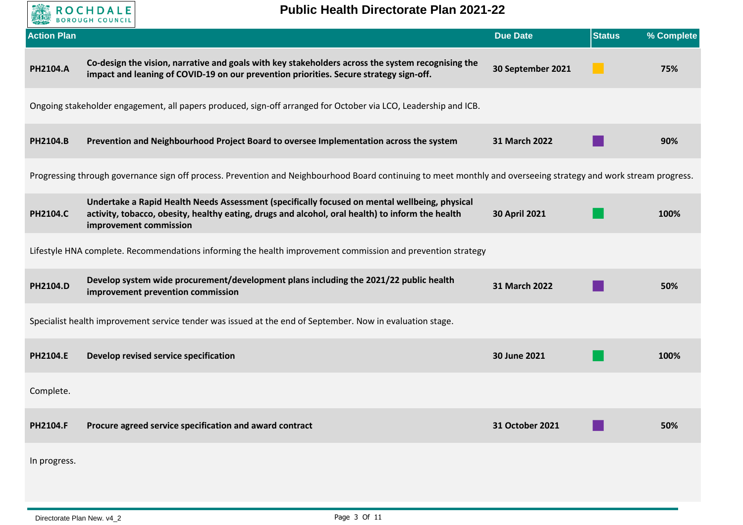# Public Health Directorate Plan 2021-22

| Action Plan | | Due Date | Status | % Complete |
|---|---|---|---|---|
| **PH2104.A** | **Co-design the vision, narrative and goals with key stakeholders across the system recognising the impact and leaning of COVID-19 on our prevention priorities. Secure strategy sign-off.** | **30 September 2021** | Amber | **75%** |
| Ongoing stakeholder engagement, all papers produced, sign-off arranged for October via LCO, Leadership and ICB. | | | | |
| **PH2104.B** | **Prevention and Neighbourhood Project Board to oversee Implementation across the system** | **31 March 2022** | Purple | **90%** |
| Progressing through governance sign off process. Prevention and Neighbourhood Board continuing to meet monthly and overseeing strategy and work stream progress. | | | | |
| **PH2104.C** | **Undertake a Rapid Health Needs Assessment (specifically focused on mental wellbeing, physical activity, tobacco, obesity, healthy eating, drugs and alcohol, oral health) to inform the health improvement commission** | **30 April 2021** | Green | **100%** |
| Lifestyle HNA complete. Recommendations informing the health improvement commission and prevention strategy | | | | |
| **PH2104.D** | **Develop system wide procurement/development plans including the 2021/22 public health improvement prevention commission** | **31 March 2022** | Purple | **50%** |
| Specialist health improvement service tender was issued at the end of September. Now in evaluation stage. | | | | |
| **PH2104.E** | **Develop revised service specification** | **30 June 2021** | Green | **100%** |
| Complete. | | | | |
| **PH2104.F** | **Procure agreed service specification and award contract** | **31 October 2021** | Purple | **50%** |
| In progress. | | | | |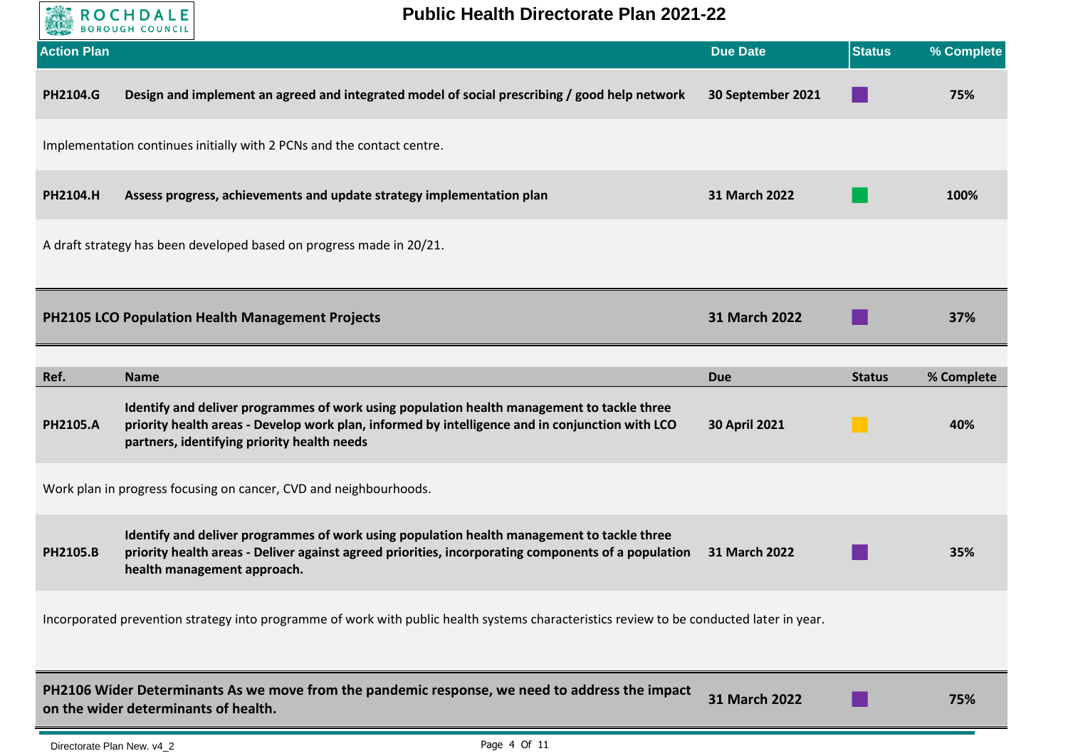| Action Plan | | Due Date | Status | % Complete |
|---|---|---|---|---|
| **PH2104.G** | **Design and implement an agreed and integrated model of social prescribing / good help network** | **30 September 2021** | | **75%** |

Implementation continues initially with 2 PCNs and the contact centre.

| | | | | |
|---|---|---|---|---|
| **PH2104.H** | **Assess progress, achievements and update strategy implementation plan** | **31 March 2022** | | **100%** |

A draft strategy has been developed based on progress made in 20/21.

| | | | |
|---|---|---|---|
| **PH2105 LCO Population Health Management Projects** | **31 March 2022** | | **37%** |

| Ref. | Name | Due | Status | % Complete |
|---|---|---|---|---|
| **PH2105.A** | **Identify and deliver programmes of work using population health management to tackle three priority health areas - Develop work plan, informed by intelligence and in conjunction with LCO partners, identifying priority health needs** | **30 April 2021** | | **40%** |

Work plan in progress focusing on cancer, CVD and neighbourhoods.

| | | | | |
|---|---|---|---|---|
| **PH2105.B** | **Identify and deliver programmes of work using population health management to tackle three priority health areas - Deliver against agreed priorities, incorporating components of a population health management approach.** | **31 March 2022** | | **35%** |

Incorporated prevention strategy into programme of work with public health systems characteristics review to be conducted later in year.

| | | | |
|---|---|---|---|
| **PH2106 Wider Determinants As we move from the pandemic response, we need to address the impact on the wider determinants of health.** | **31 March 2022** | | **75%** |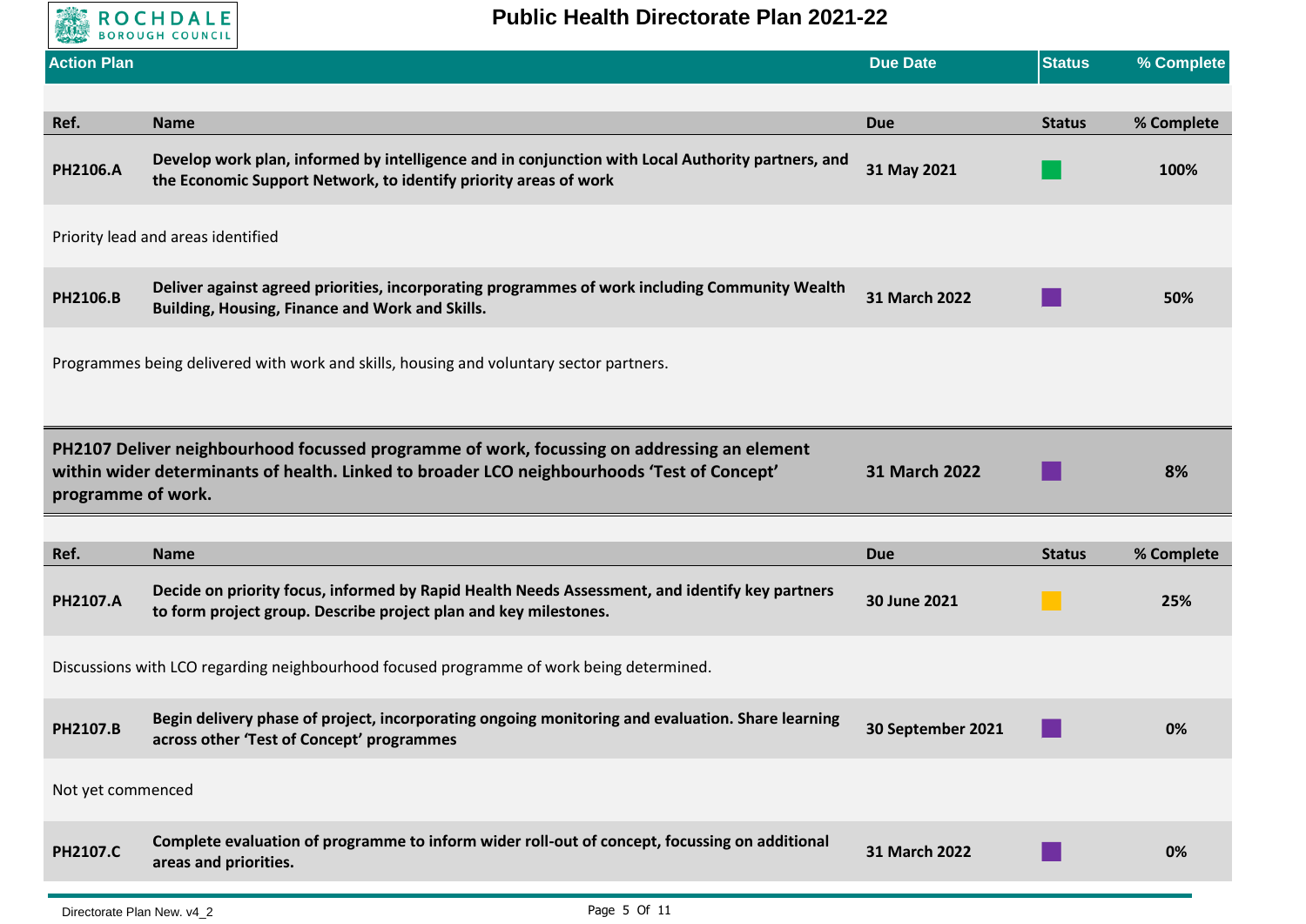## Public Health Directorate Plan 2021-22

| Action Plan | Due Date | Status | % Complete |
|---|---|---|---|

| Ref. | Name | Due | Status | % Complete |
|---|---|---|---|---|
| PH2106.A | Develop work plan, informed by intelligence and in conjunction with Local Authority partners, and the Economic Support Network, to identify priority areas of work | 31 May 2021 | | 100% |
| | Priority lead and areas identified | | | |
| PH2106.B | Deliver against agreed priorities, incorporating programmes of work including Community Wealth Building, Housing, Finance and Work and Skills. | 31 March 2022 | | 50% |
| | Programmes being delivered with work and skills, housing and voluntary sector partners. | | | |

| Action | Due | Status | % Complete |
|---|---|---|---|
| **PH2107 Deliver neighbourhood focussed programme of work, focussing on addressing an element within wider determinants of health. Linked to broader LCO neighbourhoods 'Test of Concept' programme of work.** | **31 March 2022** | | **8%** |

| Ref. | Name | Due | Status | % Complete |
|---|---|---|---|---|
| PH2107.A | Decide on priority focus, informed by Rapid Health Needs Assessment, and identify key partners to form project group. Describe project plan and key milestones. | 30 June 2021 | | 25% |
| | Discussions with LCO regarding neighbourhood focused programme of work being determined. | | | |
| PH2107.B | Begin delivery phase of project, incorporating ongoing monitoring and evaluation. Share learning across other 'Test of Concept' programmes | 30 September 2021 | | 0% |
| | Not yet commenced | | | |
| PH2107.C | Complete evaluation of programme to inform wider roll-out of concept, focussing on additional areas and priorities. | 31 March 2022 | | 0% |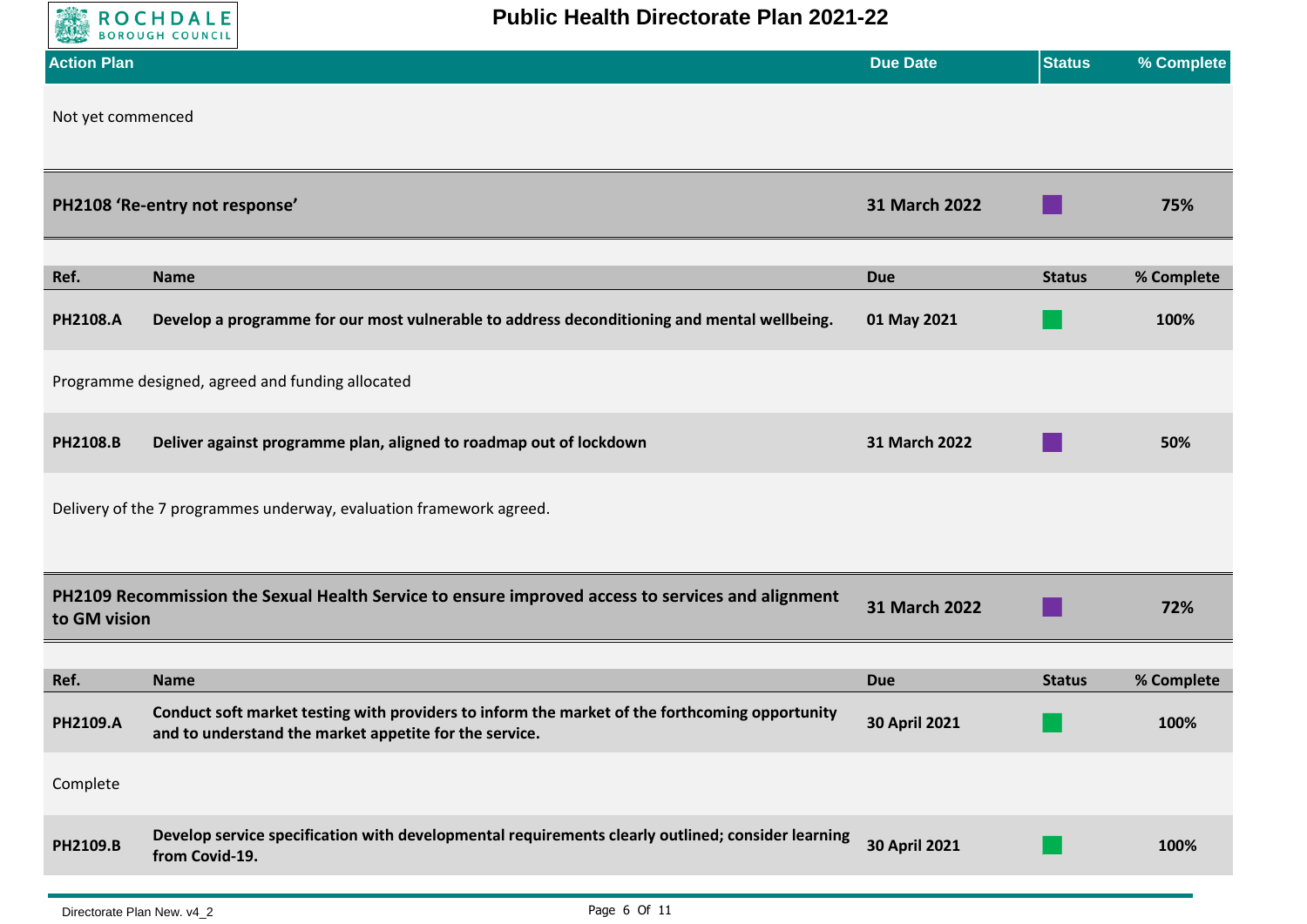| Action Plan | Due Date | Status | % Complete |
|---|---|---|---|

Not yet commenced

| PH2108 'Re-entry not response' | 31 March 2022 | | 75% |
|---|---|---|---|

| Ref. | Name | Due | Status | % Complete |
|---|---|---|---|---|
| PH2108.A | Develop a programme for our most vulnerable to address deconditioning and mental wellbeing. | 01 May 2021 | | 100% |

Programme designed, agreed and funding allocated

| Ref. | Name | Due | Status | % Complete |
|---|---|---|---|---|
| PH2108.B | Deliver against programme plan, aligned to roadmap out of lockdown | 31 March 2022 | | 50% |

Delivery of the 7 programmes underway, evaluation framework agreed.

| PH2109 Recommission the Sexual Health Service to ensure improved access to services and alignment to GM vision | 31 March 2022 | | 72% |
|---|---|---|---|

| Ref. | Name | Due | Status | % Complete |
|---|---|---|---|---|
| PH2109.A | Conduct soft market testing with providers to inform the market of the forthcoming opportunity and to understand the market appetite for the service. | 30 April 2021 | | 100% |

Complete

| Ref. | Name | Due | Status | % Complete |
|---|---|---|---|---|
| PH2109.B | Develop service specification with developmental requirements clearly outlined; consider learning from Covid-19. | 30 April 2021 | | 100% |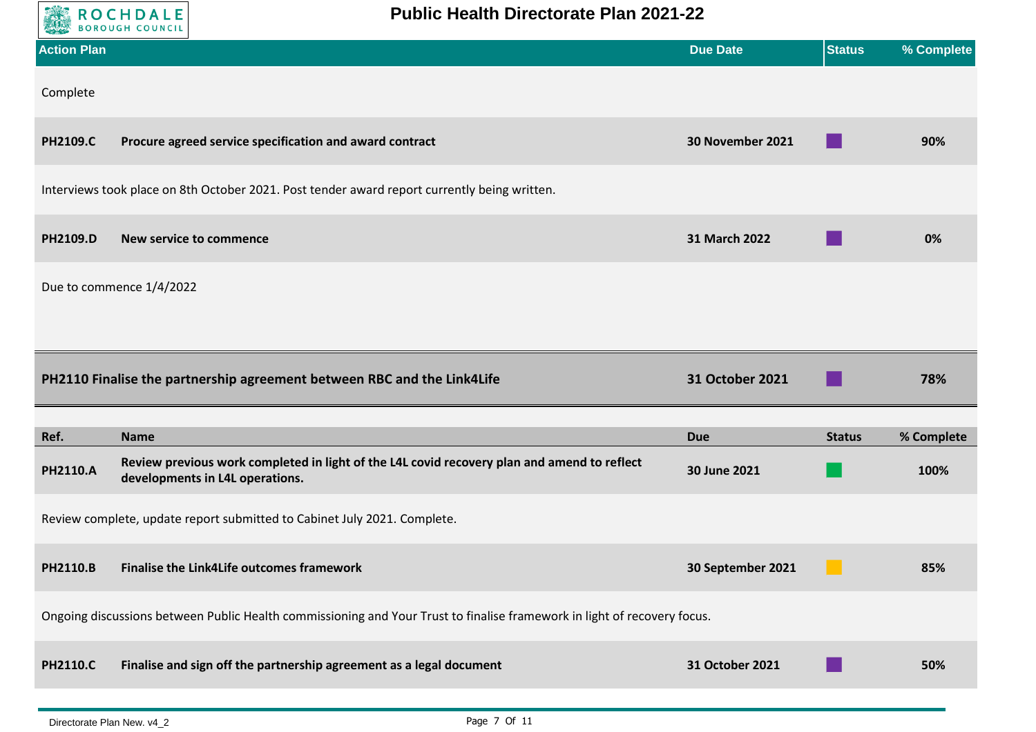# Public Health Directorate Plan 2021-22

| Action Plan | | Due Date | Status | % Complete |
|---|---|---|---|---|

Complete

| Ref. | Name | Due Date | Status | % Complete |
|---|---|---|---|---|
| **PH2109.C** | **Procure agreed service specification and award contract** | **30 November 2021** | | **90%** |

Interviews took place on 8th October 2021. Post tender award report currently being written.

| Ref. | Name | Due Date | Status | % Complete |
|---|---|---|---|---|
| **PH2109.D** | **New service to commence** | **31 March 2022** | | **0%** |

Due to commence 1/4/2022

| Action Plan | Due Date | Status | % Complete |
|---|---|---|---|
| **PH2110 Finalise the partnership agreement between RBC and the Link4Life** | **31 October 2021** | | **78%** |

| Ref. | Name | Due | Status | % Complete |
|---|---|---|---|---|
| **PH2110.A** | **Review previous work completed in light of the L4L covid recovery plan and amend to reflect developments in L4L operations.** | **30 June 2021** | | **100%** |

Review complete, update report submitted to Cabinet July 2021. Complete.

| Ref. | Name | Due | Status | % Complete |
|---|---|---|---|---|
| **PH2110.B** | **Finalise the Link4Life outcomes framework** | **30 September 2021** | | **85%** |

Ongoing discussions between Public Health commissioning and Your Trust to finalise framework in light of recovery focus.

| Ref. | Name | Due | Status | % Complete |
|---|---|---|---|---|
| **PH2110.C** | **Finalise and sign off the partnership agreement as a legal document** | **31 October 2021** | | **50%** |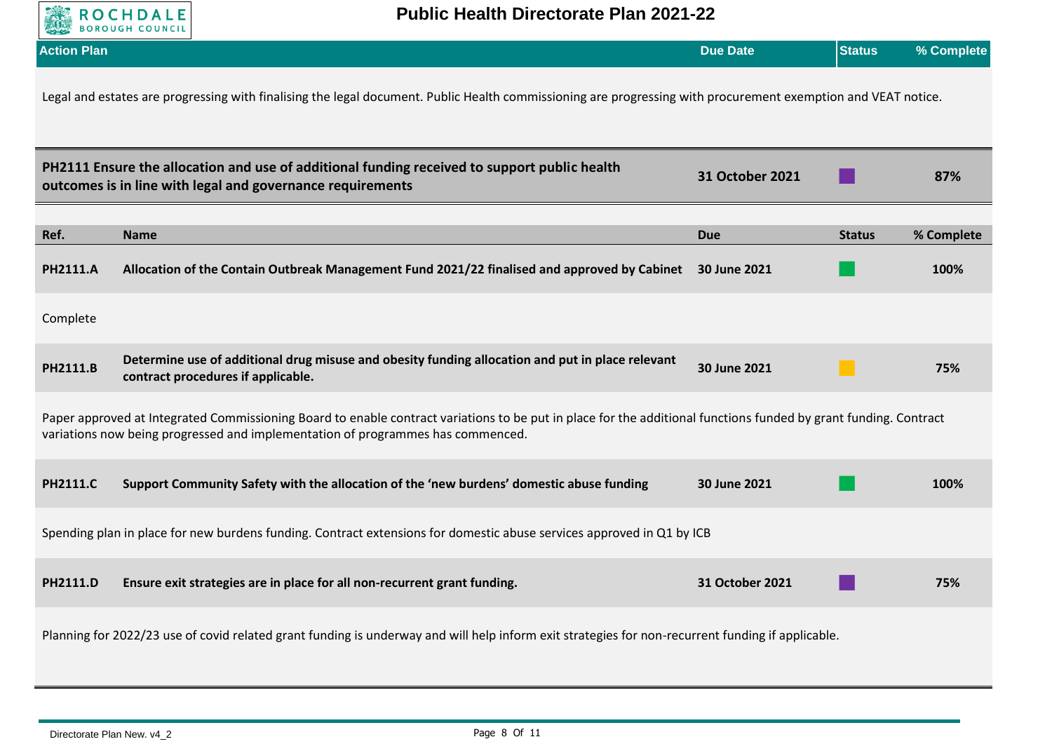| Action Plan | Due Date | Status | % Complete |
|---|---|---|---|

Legal and estates are progressing with finalising the legal document. Public Health commissioning are progressing with procurement exemption and VEAT notice.

| | Due Date | Status | % Complete |
|---|---|---|---|
| **PH2111 Ensure the allocation and use of additional funding received to support public health outcomes is in line with legal and governance requirements** | **31 October 2021** | Purple | **87%** |

| Ref. | Name | Due | Status | % Complete |
|---|---|---|---|---|
| **PH2111.A** | **Allocation of the Contain Outbreak Management Fund 2021/22 finalised and approved by Cabinet** | **30 June 2021** | Green | **100%** |
| Complete | | | | |
| **PH2111.B** | **Determine use of additional drug misuse and obesity funding allocation and put in place relevant contract procedures if applicable.** | **30 June 2021** | Amber | **75%** |
| Paper approved at Integrated Commissioning Board to enable contract variations to be put in place for the additional functions funded by grant funding. Contract variations now being progressed and implementation of programmes has commenced. | | | | |
| **PH2111.C** | **Support Community Safety with the allocation of the 'new burdens' domestic abuse funding** | **30 June 2021** | Green | **100%** |
| Spending plan in place for new burdens funding. Contract extensions for domestic abuse services approved in Q1 by ICB | | | | |
| **PH2111.D** | **Ensure exit strategies are in place for all non-recurrent grant funding.** | **31 October 2021** | Purple | **75%** |
| Planning for 2022/23 use of covid related grant funding is underway and will help inform exit strategies for non-recurrent funding if applicable. | | | | |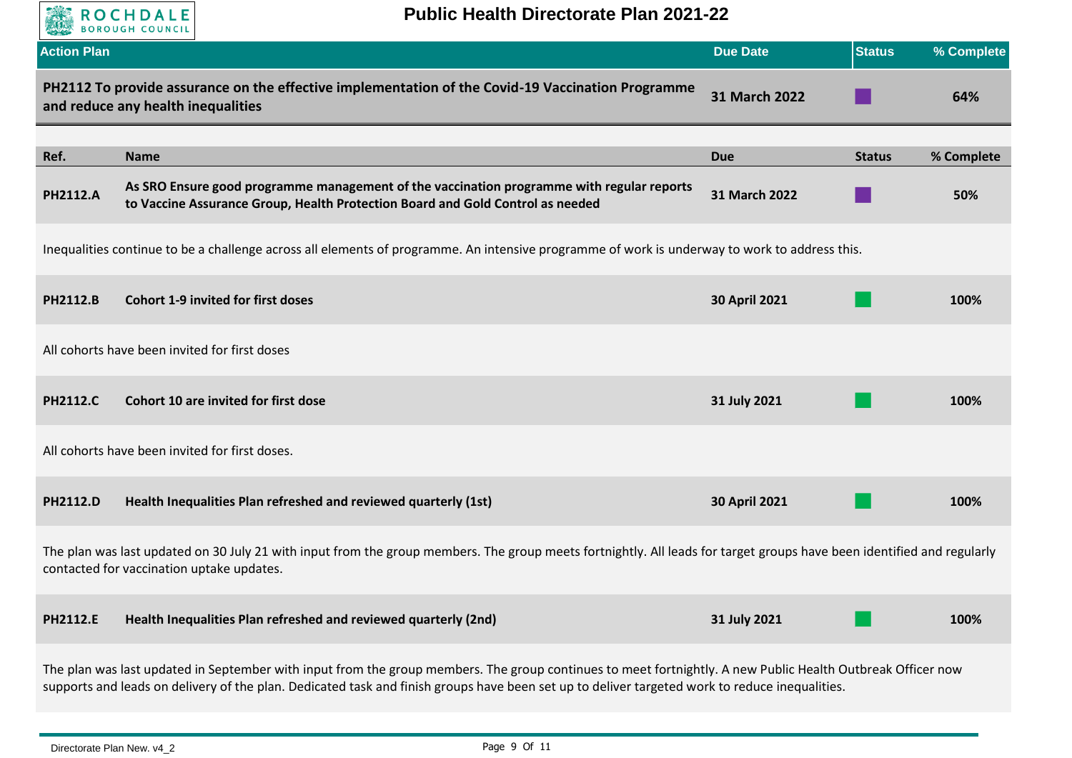# Public Health Directorate Plan 2021-22

| Action Plan | Due Date | Status | % Complete |
|---|---|---|---|
| **PH2112 To provide assurance on the effective implementation of the Covid-19 Vaccination Programme and reduce any health inequalities** | **31 March 2022** | | **64%** |

| Ref. | Name | Due | Status | % Complete |
|---|---|---|---|---|
| **PH2112.A** | **As SRO Ensure good programme management of the vaccination programme with regular reports to Vaccine Assurance Group, Health Protection Board and Gold Control as needed** | **31 March 2022** | | **50%** |

Inequalities continue to be a challenge across all elements of programme. An intensive programme of work is underway to work to address this.

| Ref. | Name | Due | Status | % Complete |
|---|---|---|---|---|
| **PH2112.B** | **Cohort 1-9 invited for first doses** | **30 April 2021** | | **100%** |

All cohorts have been invited for first doses

| Ref. | Name | Due | Status | % Complete |
|---|---|---|---|---|
| **PH2112.C** | **Cohort 10 are invited for first dose** | **31 July 2021** | | **100%** |

All cohorts have been invited for first doses.

| Ref. | Name | Due | Status | % Complete |
|---|---|---|---|---|
| **PH2112.D** | **Health Inequalities Plan refreshed and reviewed quarterly (1st)** | **30 April 2021** | | **100%** |

The plan was last updated on 30 July 21 with input from the group members. The group meets fortnightly. All leads for target groups have been identified and regularly contacted for vaccination uptake updates.

| Ref. | Name | Due | Status | % Complete |
|---|---|---|---|---|
| **PH2112.E** | **Health Inequalities Plan refreshed and reviewed quarterly (2nd)** | **31 July 2021** | | **100%** |

The plan was last updated in September with input from the group members. The group continues to meet fortnightly. A new Public Health Outbreak Officer now supports and leads on delivery of the plan. Dedicated task and finish groups have been set up to deliver targeted work to reduce inequalities.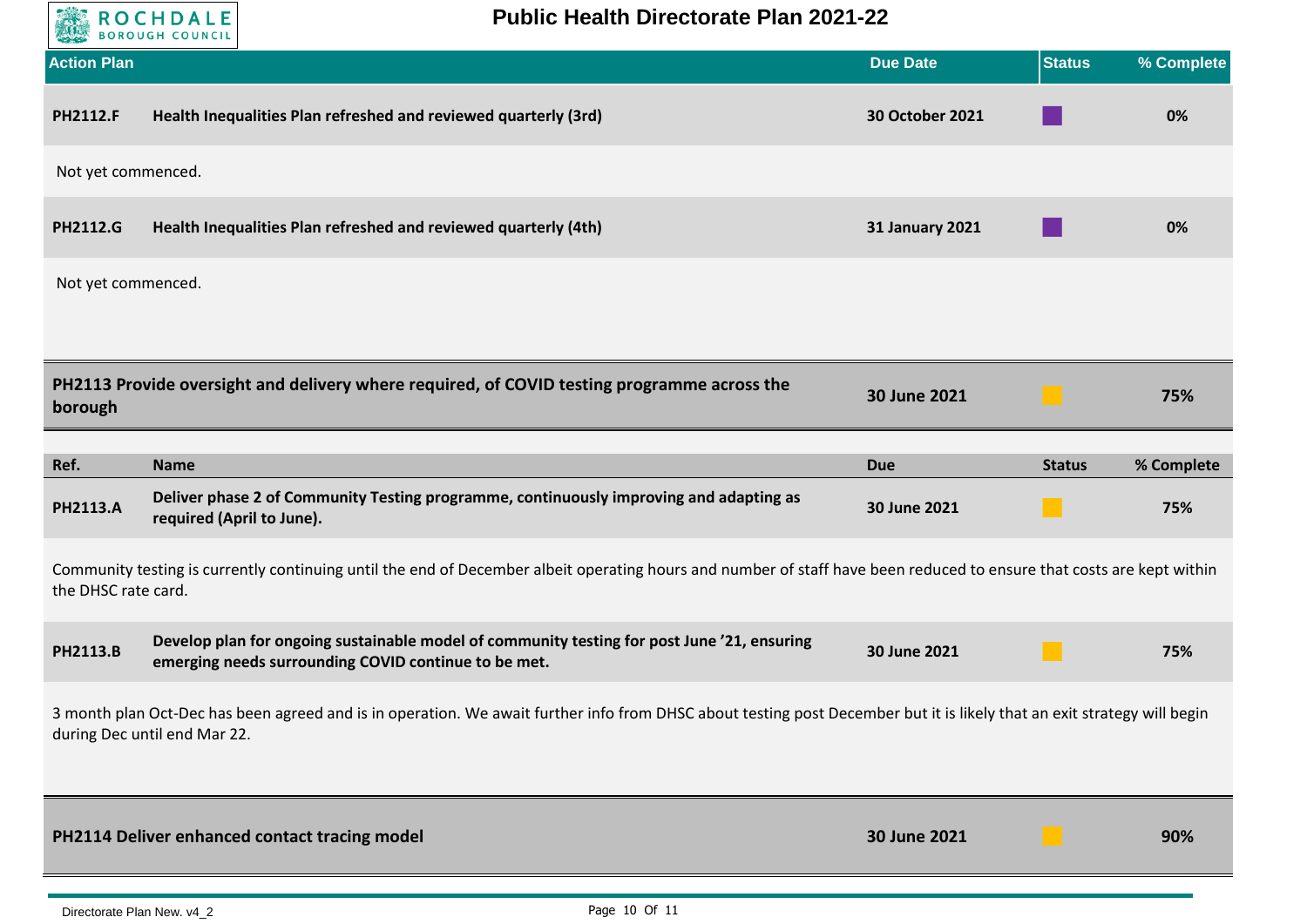| Action Plan | | Due Date | Status | % Complete |
|---|---|---|---|---|
| **PH2112.F** | **Health Inequalities Plan refreshed and reviewed quarterly (3rd)** | **30 October 2021** | | **0%** |

Not yet commenced.

| | | | | |
|---|---|---|---|---|
| **PH2112.G** | **Health Inequalities Plan refreshed and reviewed quarterly (4th)** | **31 January 2021** | | **0%** |

Not yet commenced.

| | Due Date | Status | % Complete |
|---|---|---|---|
| **PH2113 Provide oversight and delivery where required, of COVID testing programme across the borough** | **30 June 2021** | | **75%** |

| Ref. | Name | Due | Status | % Complete |
|---|---|---|---|---|
| **PH2113.A** | **Deliver phase 2 of Community Testing programme, continuously improving and adapting as required (April to June).** | **30 June 2021** | | **75%** |

Community testing is currently continuing until the end of December albeit operating hours and number of staff have been reduced to ensure that costs are kept within the DHSC rate card.

| | | | | |
|---|---|---|---|---|
| **PH2113.B** | **Develop plan for ongoing sustainable model of community testing for post June '21, ensuring emerging needs surrounding COVID continue to be met.** | **30 June 2021** | | **75%** |

3 month plan Oct-Dec has been agreed and is in operation. We await further info from DHSC about testing post December but it is likely that an exit strategy will begin during Dec until end Mar 22.

| | Due Date | Status | % Complete |
|---|---|---|---|
| **PH2114 Deliver enhanced contact tracing model** | **30 June 2021** | | **90%** |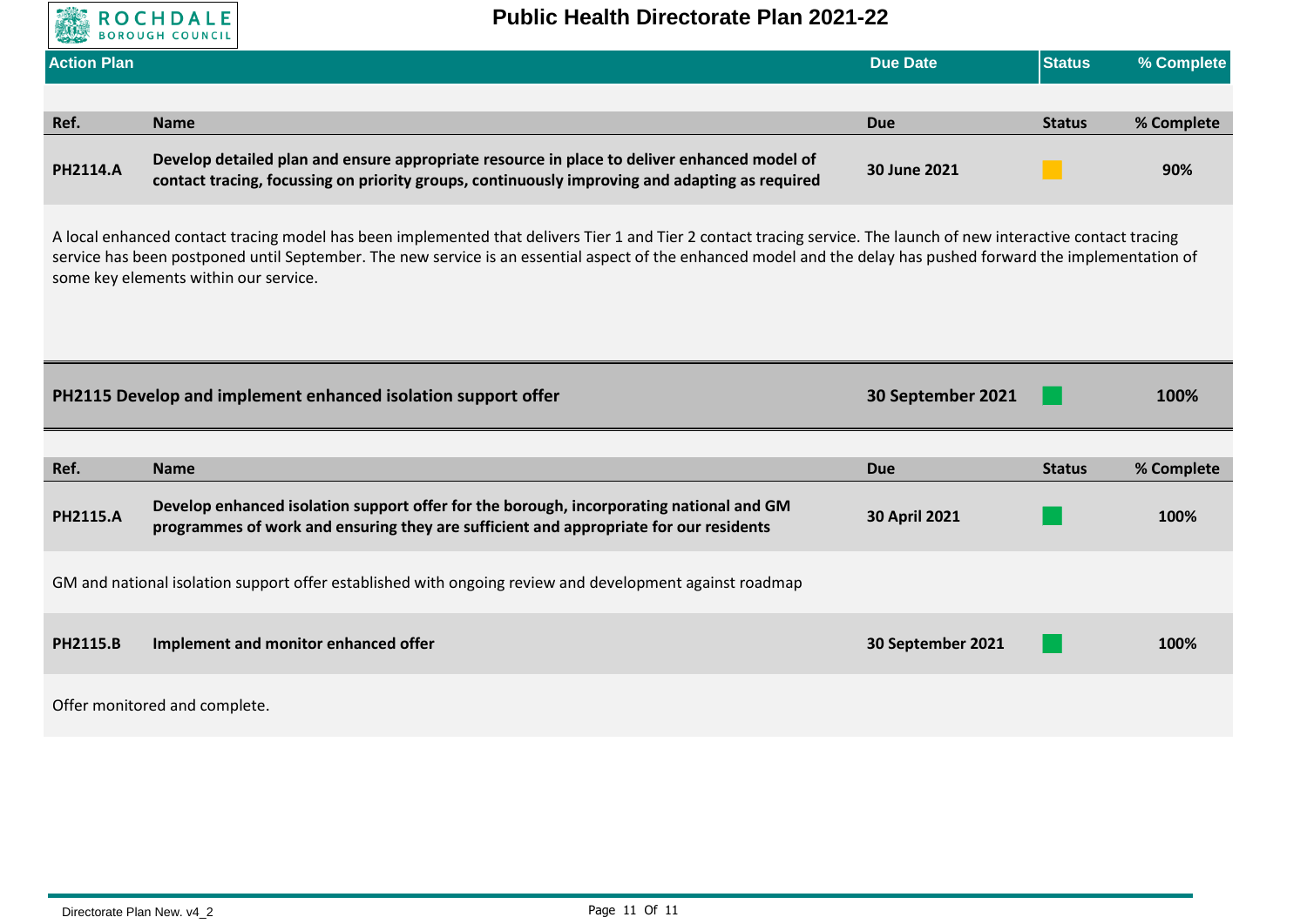| Action Plan | Due Date | Status | % Complete |
|---|---|---|---|

| Ref. | Name | Due | Status | % Complete |
|---|---|---|---|---|
| **PH2114.A** | **Develop detailed plan and ensure appropriate resource in place to deliver enhanced model of contact tracing, focussing on priority groups, continuously improving and adapting as required** | **30 June 2021** | | **90%** |

A local enhanced contact tracing model has been implemented that delivers Tier 1 and Tier 2 contact tracing service. The launch of new interactive contact tracing service has been postponed until September. The new service is an essential aspect of the enhanced model and the delay has pushed forward the implementation of some key elements within our service.

| PH2115 Develop and implement enhanced isolation support offer | 30 September 2021 | Status | 100% |
|---|---|---|---|

| Ref. | Name | Due | Status | % Complete |
|---|---|---|---|---|
| **PH2115.A** | **Develop enhanced isolation support offer for the borough, incorporating national and GM programmes of work and ensuring they are sufficient and appropriate for our residents** | **30 April 2021** | | **100%** |

GM and national isolation support offer established with ongoing review and development against roadmap

| Ref. | Name | Due | Status | % Complete |
|---|---|---|---|---|
| **PH2115.B** | **Implement and monitor enhanced offer** | **30 September 2021** | | **100%** |

Offer monitored and complete.